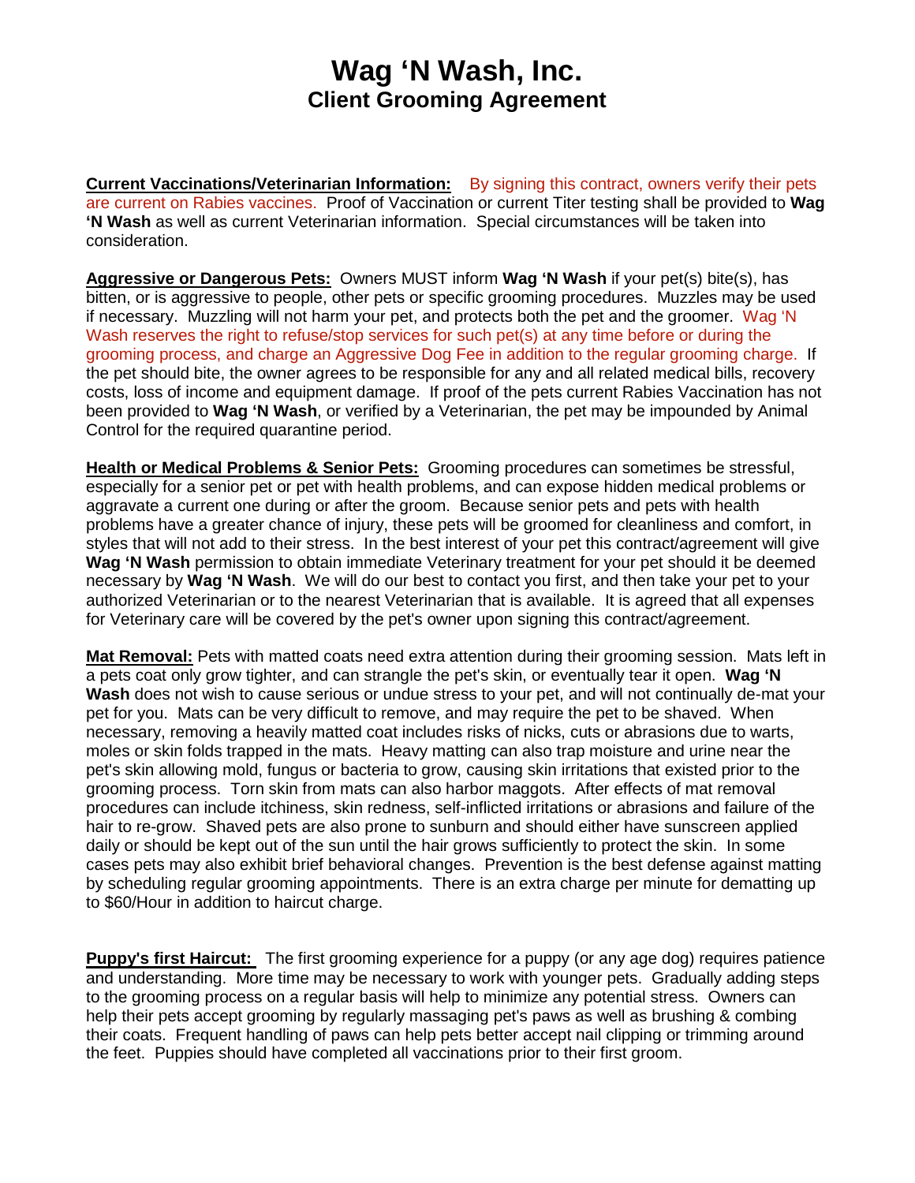# Wag 'N Wash, Inc.
## Client Grooming Agreement

**Current Vaccinations/Veterinarian Information:** By signing this contract, owners verify their pets are current on Rabies vaccines. Proof of Vaccination or current Titer testing shall be provided to **Wag 'N Wash** as well as current Veterinarian information. Special circumstances will be taken into consideration.

**Aggressive or Dangerous Pets:** Owners MUST inform **Wag 'N Wash** if your pet(s) bite(s), has bitten, or is aggressive to people, other pets or specific grooming procedures. Muzzles may be used if necessary. Muzzling will not harm your pet, and protects both the pet and the groomer. Wag 'N Wash reserves the right to refuse/stop services for such pet(s) at any time before or during the grooming process, and charge an Aggressive Dog Fee in addition to the regular grooming charge. If the pet should bite, the owner agrees to be responsible for any and all related medical bills, recovery costs, loss of income and equipment damage. If proof of the pets current Rabies Vaccination has not been provided to **Wag 'N Wash**, or verified by a Veterinarian, the pet may be impounded by Animal Control for the required quarantine period.

**Health or Medical Problems & Senior Pets:** Grooming procedures can sometimes be stressful, especially for a senior pet or pet with health problems, and can expose hidden medical problems or aggravate a current one during or after the groom. Because senior pets and pets with health problems have a greater chance of injury, these pets will be groomed for cleanliness and comfort, in styles that will not add to their stress. In the best interest of your pet this contract/agreement will give **Wag 'N Wash** permission to obtain immediate Veterinary treatment for your pet should it be deemed necessary by **Wag 'N Wash**. We will do our best to contact you first, and then take your pet to your authorized Veterinarian or to the nearest Veterinarian that is available. It is agreed that all expenses for Veterinary care will be covered by the pet's owner upon signing this contract/agreement.

**Mat Removal:** Pets with matted coats need extra attention during their grooming session. Mats left in a pets coat only grow tighter, and can strangle the pet's skin, or eventually tear it open. **Wag 'N Wash** does not wish to cause serious or undue stress to your pet, and will not continually de-mat your pet for you. Mats can be very difficult to remove, and may require the pet to be shaved. When necessary, removing a heavily matted coat includes risks of nicks, cuts or abrasions due to warts, moles or skin folds trapped in the mats. Heavy matting can also trap moisture and urine near the pet's skin allowing mold, fungus or bacteria to grow, causing skin irritations that existed prior to the grooming process. Torn skin from mats can also harbor maggots. After effects of mat removal procedures can include itchiness, skin redness, self-inflicted irritations or abrasions and failure of the hair to re-grow. Shaved pets are also prone to sunburn and should either have sunscreen applied daily or should be kept out of the sun until the hair grows sufficiently to protect the skin. In some cases pets may also exhibit brief behavioral changes. Prevention is the best defense against matting by scheduling regular grooming appointments. There is an extra charge per minute for dematting up to $60/Hour in addition to haircut charge.

**Puppy's first Haircut:** The first grooming experience for a puppy (or any age dog) requires patience and understanding. More time may be necessary to work with younger pets. Gradually adding steps to the grooming process on a regular basis will help to minimize any potential stress. Owners can help their pets accept grooming by regularly massaging pet's paws as well as brushing & combing their coats. Frequent handling of paws can help pets better accept nail clipping or trimming around the feet. Puppies should have completed all vaccinations prior to their first groom.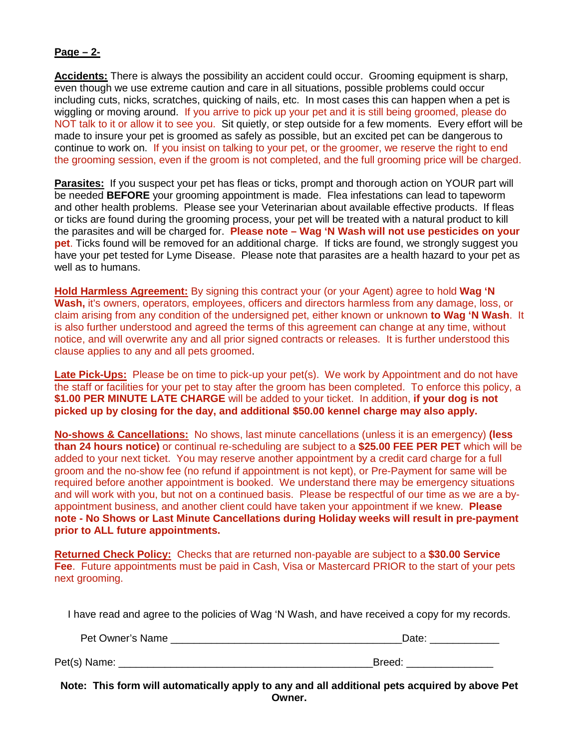**Page – 2-**

**Accidents:** There is always the possibility an accident could occur. Grooming equipment is sharp, even though we use extreme caution and care in all situations, possible problems could occur including cuts, nicks, scratches, quicking of nails, etc. In most cases this can happen when a pet is wiggling or moving around. If you arrive to pick up your pet and it is still being groomed, please do NOT talk to it or allow it to see you. Sit quietly, or step outside for a few moments. Every effort will be made to insure your pet is groomed as safely as possible, but an excited pet can be dangerous to continue to work on. If you insist on talking to your pet, or the groomer, we reserve the right to end the grooming session, even if the groom is not completed, and the full grooming price will be charged.

**Parasites:** If you suspect your pet has fleas or ticks, prompt and thorough action on YOUR part will be needed **BEFORE** your grooming appointment is made. Flea infestations can lead to tapeworm and other health problems. Please see your Veterinarian about available effective products. If fleas or ticks are found during the grooming process, your pet will be treated with a natural product to kill the parasites and will be charged for. **Please note – Wag 'N Wash will not use pesticides on your pet**. Ticks found will be removed for an additional charge. If ticks are found, we strongly suggest you have your pet tested for Lyme Disease. Please note that parasites are a health hazard to your pet as well as to humans.

**Hold Harmless Agreement:** By signing this contract your (or your Agent) agree to hold **Wag 'N Wash,** it's owners, operators, employees, officers and directors harmless from any damage, loss, or claim arising from any condition of the undersigned pet, either known or unknown **to Wag 'N Wash**. It is also further understood and agreed the terms of this agreement can change at any time, without notice, and will overwrite any and all prior signed contracts or releases. It is further understood this clause applies to any and all pets groomed.

**Late Pick-Ups:** Please be on time to pick-up your pet(s). We work by Appointment and do not have the staff or facilities for your pet to stay after the groom has been completed. To enforce this policy, a **$1.00 PER MINUTE LATE CHARGE** will be added to your ticket. In addition, **if your dog is not picked up by closing for the day, and additional $50.00 kennel charge may also apply.**

**No-shows & Cancellations:** No shows, last minute cancellations (unless it is an emergency) **(less than 24 hours notice)** or continual re-scheduling are subject to a **$25.00 FEE PER PET** which will be added to your next ticket. You may reserve another appointment by a credit card charge for a full groom and the no-show fee (no refund if appointment is not kept), or Pre-Payment for same will be required before another appointment is booked. We understand there may be emergency situations and will work with you, but not on a continued basis. Please be respectful of our time as we are a by-appointment business, and another client could have taken your appointment if we knew. **Please note - No Shows or Last Minute Cancellations during Holiday weeks will result in pre-payment prior to ALL future appointments.**

**Returned Check Policy:** Checks that are returned non-payable are subject to a **$30.00 Service Fee**. Future appointments must be paid in Cash, Visa or Mastercard PRIOR to the start of your pets next grooming.

I have read and agree to the policies of Wag 'N Wash, and have received a copy for my records.

Pet Owner's Name ________________________________________Date: ____________

Pet(s) Name: ____________________________________________Breed: _______________

**Note: This form will automatically apply to any and all additional pets acquired by above Pet Owner.**